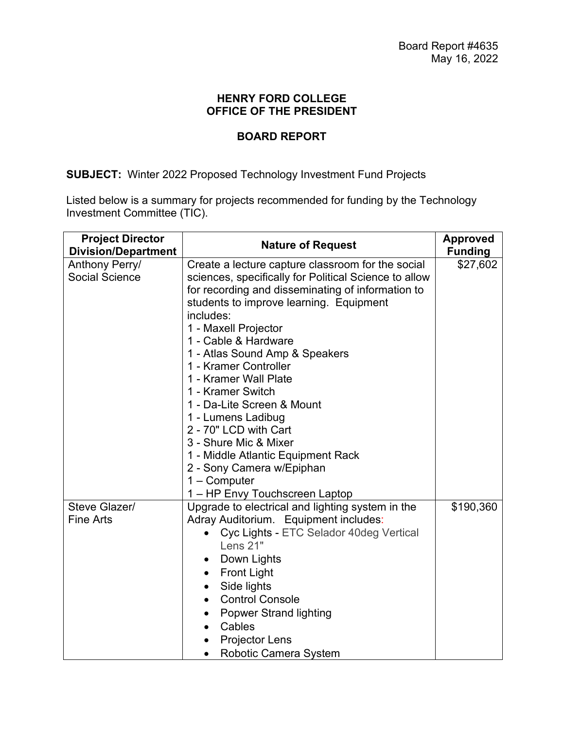Board Report #4635
May 16, 2022

**HENRY FORD COLLEGE**
**OFFICE OF THE PRESIDENT**

**BOARD REPORT**

**SUBJECT:** Winter 2022 Proposed Technology Investment Fund Projects

Listed below is a summary for projects recommended for funding by the Technology Investment Committee (TIC).

| Project Director Division/Department | Nature of Request | Approved Funding |
|---|---|---|
| Anthony Perry/<br>Social Science | Create a lecture capture classroom for the social sciences, specifically for Political Science to allow for recording and disseminating of information to students to improve learning. Equipment includes:<br>1 - Maxell Projector<br>1 - Cable & Hardware<br>1 - Atlas Sound Amp & Speakers<br>1 - Kramer Controller<br>1 - Kramer Wall Plate<br>1 - Kramer Switch<br>1 - Da-Lite Screen & Mount<br>1 - Lumens Ladibug<br>2 - 70" LCD with Cart<br>3 - Shure Mic & Mixer<br>1 - Middle Atlantic Equipment Rack<br>2 - Sony Camera w/Epiphan<br>1 – Computer<br>1 – HP Envy Touchscreen Laptop | $27,602 |
| Steve Glazer/<br>Fine Arts | Upgrade to electrical and lighting system in the Adray Auditorium. Equipment includes:<br>• Cyc Lights - ETC Selador 40deg Vertical Lens 21"<br>• Down Lights<br>• Front Light<br>• Side lights<br>• Control Console<br>• Popwer Strand lighting<br>• Cables<br>• Projector Lens<br>• Robotic Camera System | $190,360 |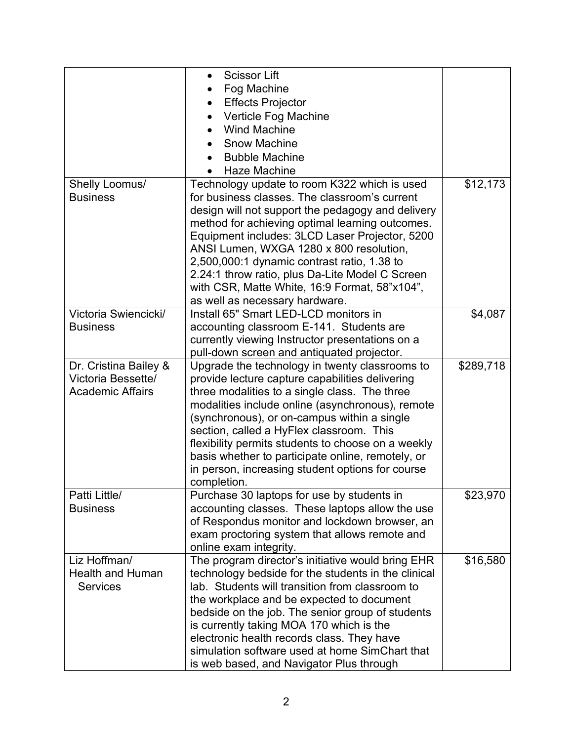| | | |
|---|---|---|
| | • Scissor Lift<br>• Fog Machine<br>• Effects Projector<br>• Verticle Fog Machine<br>• Wind Machine<br>• Snow Machine<br>• Bubble Machine<br>• Haze Machine | |
| Shelly Loomus/ Business | Technology update to room K322 which is used for business classes. The classroom's current design will not support the pedagogy and delivery method for achieving optimal learning outcomes. Equipment includes: 3LCD Laser Projector, 5200 ANSI Lumen, WXGA 1280 x 800 resolution, 2,500,000:1 dynamic contrast ratio, 1.38 to 2.24:1 throw ratio, plus Da-Lite Model C Screen with CSR, Matte White, 16:9 Format, 58"x104", as well as necessary hardware. | $12,173 |
| Victoria Swiencicki/ Business | Install 65" Smart LED-LCD monitors in accounting classroom E-141. Students are currently viewing Instructor presentations on a pull-down screen and antiquated projector. | $4,087 |
| Dr. Cristina Bailey & Victoria Bessette/ Academic Affairs | Upgrade the technology in twenty classrooms to provide lecture capture capabilities delivering three modalities to a single class. The three modalities include online (asynchronous), remote (synchronous), or on-campus within a single section, called a HyFlex classroom. This flexibility permits students to choose on a weekly basis whether to participate online, remotely, or in person, increasing student options for course completion. | $289,718 |
| Patti Little/ Business | Purchase 30 laptops for use by students in accounting classes. These laptops allow the use of Respondus monitor and lockdown browser, an exam proctoring system that allows remote and online exam integrity. | $23,970 |
| Liz Hoffman/ Health and Human Services | The program director's initiative would bring EHR technology bedside for the students in the clinical lab. Students will transition from classroom to the workplace and be expected to document bedside on the job. The senior group of students is currently taking MOA 170 which is the electronic health records class. They have simulation software used at home SimChart that is web based, and Navigator Plus through | $16,580 |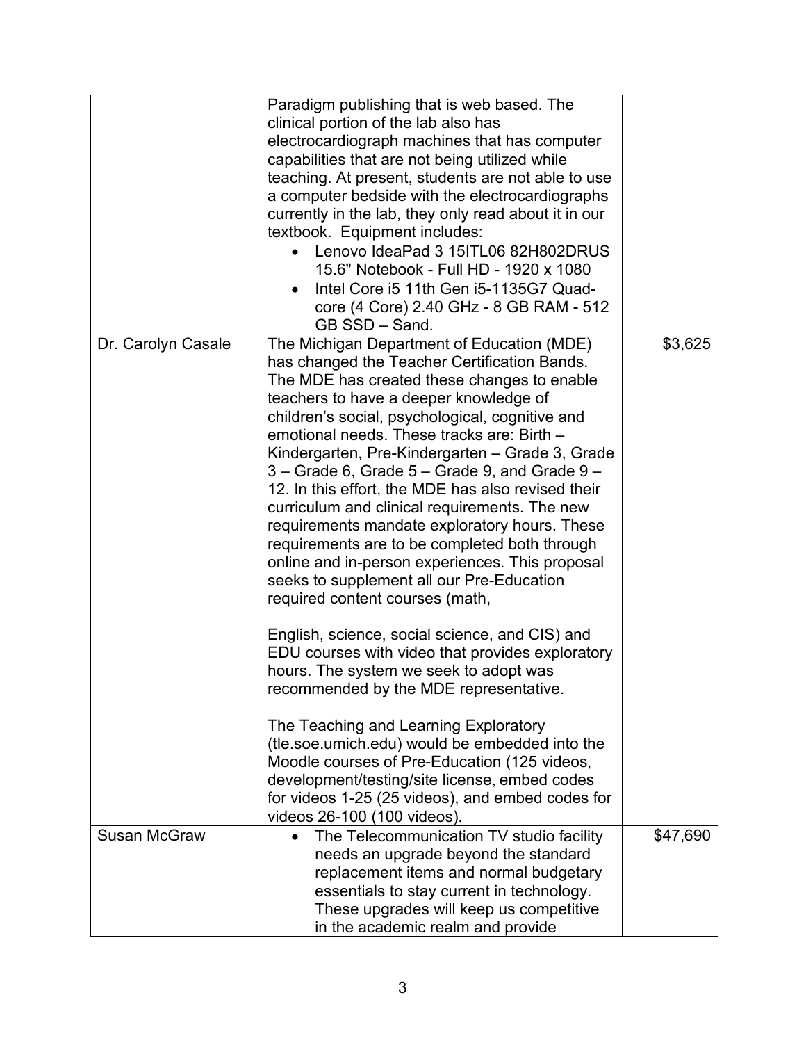| | | |
|---|---|---|
| | Paradigm publishing that is web based. The clinical portion of the lab also has electrocardiograph machines that has computer capabilities that are not being utilized while teaching. At present, students are not able to use a computer bedside with the electrocardiographs currently in the lab, they only read about it in our textbook. Equipment includes:<br>• Lenovo IdeaPad 3 15ITL06 82H802DRUS 15.6" Notebook - Full HD - 1920 x 1080<br>• Intel Core i5 11th Gen i5-1135G7 Quad-core (4 Core) 2.40 GHz - 8 GB RAM - 512 GB SSD – Sand. | |
| Dr. Carolyn Casale | The Michigan Department of Education (MDE) has changed the Teacher Certification Bands. The MDE has created these changes to enable teachers to have a deeper knowledge of children's social, psychological, cognitive and emotional needs. These tracks are: Birth – Kindergarten, Pre-Kindergarten – Grade 3, Grade 3 – Grade 6, Grade 5 – Grade 9, and Grade 9 – 12. In this effort, the MDE has also revised their curriculum and clinical requirements. The new requirements mandate exploratory hours. These requirements are to be completed both through online and in-person experiences. This proposal seeks to supplement all our Pre-Education required content courses (math,<br><br>English, science, social science, and CIS) and EDU courses with video that provides exploratory hours. The system we seek to adopt was recommended by the MDE representative.<br><br>The Teaching and Learning Exploratory (tle.soe.umich.edu) would be embedded into the Moodle courses of Pre-Education (125 videos, development/testing/site license, embed codes for videos 1-25 (25 videos), and embed codes for videos 26-100 (100 videos). | $3,625 |
| Susan McGraw | • The Telecommunication TV studio facility needs an upgrade beyond the standard replacement items and normal budgetary essentials to stay current in technology. These upgrades will keep us competitive in the academic realm and provide | $47,690 |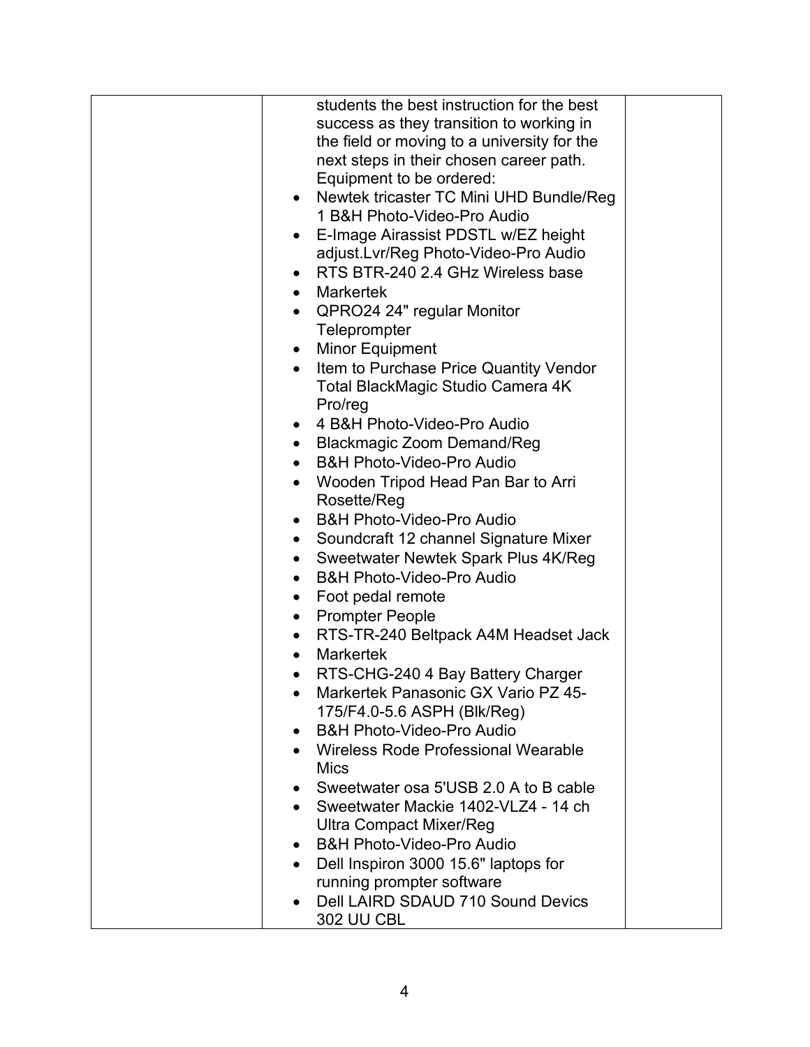|  | students the best instruction for the best success as they transition to working in the field or moving to a university for the next steps in their chosen career path.<br>Equipment to be ordered:<br>• Newtek tricaster TC Mini UHD Bundle/Reg 1 B&H Photo-Video-Pro Audio<br>• E-Image Airassist PDSTL w/EZ height adjust.Lvr/Reg Photo-Video-Pro Audio<br>• RTS BTR-240 2.4 GHz Wireless base<br>• Markertek<br>• QPRO24 24" regular Monitor Teleprompter<br>• Minor Equipment<br>• Item to Purchase Price Quantity Vendor Total BlackMagic Studio Camera 4K Pro/reg<br>• 4 B&H Photo-Video-Pro Audio<br>• Blackmagic Zoom Demand/Reg<br>• B&H Photo-Video-Pro Audio<br>• Wooden Tripod Head Pan Bar to Arri Rosette/Reg<br>• B&H Photo-Video-Pro Audio<br>• Soundcraft 12 channel Signature Mixer<br>• Sweetwater Newtek Spark Plus 4K/Reg<br>• B&H Photo-Video-Pro Audio<br>• Foot pedal remote<br>• Prompter People<br>• RTS-TR-240 Beltpack A4M Headset Jack<br>• Markertek<br>• RTS-CHG-240 4 Bay Battery Charger<br>• Markertek Panasonic GX Vario PZ 45-175/F4.0-5.6 ASPH (Blk/Reg)<br>• B&H Photo-Video-Pro Audio<br>• Wireless Rode Professional Wearable Mics<br>• Sweetwater osa 5'USB 2.0 A to B cable<br>• Sweetwater Mackie 1402-VLZ4 - 14 ch Ultra Compact Mixer/Reg<br>• B&H Photo-Video-Pro Audio<br>• Dell Inspiron 3000 15.6" laptops for running prompter software<br>• Dell LAIRD SDAUD 710 Sound Devics 302 UU CBL |  |
|---|---|---|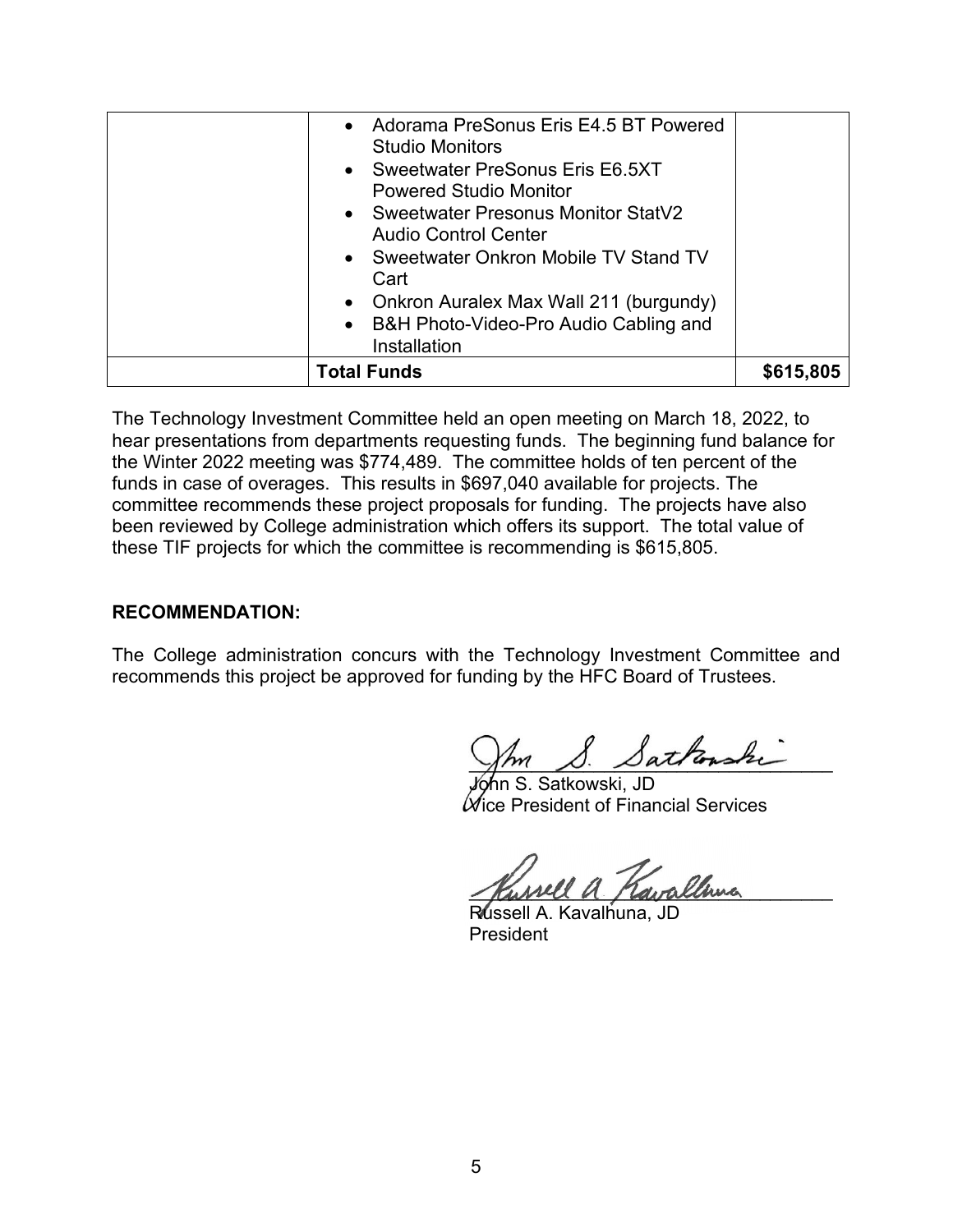| | | |
|---|---|---|
| | • Adorama PreSonus Eris E4.5 BT Powered Studio Monitors<br>• Sweetwater PreSonus Eris E6.5XT Powered Studio Monitor<br>• Sweetwater Presonus Monitor StatV2 Audio Control Center<br>• Sweetwater Onkron Mobile TV Stand TV Cart<br>• Onkron Auralex Max Wall 211 (burgundy)<br>• B&H Photo-Video-Pro Audio Cabling and Installation | |
| | **Total Funds** | **$615,805** |

The Technology Investment Committee held an open meeting on March 18, 2022, to hear presentations from departments requesting funds. The beginning fund balance for the Winter 2022 meeting was $774,489. The committee holds of ten percent of the funds in case of overages. This results in $697,040 available for projects. The committee recommends these project proposals for funding. The projects have also been reviewed by College administration which offers its support. The total value of these TIF projects for which the committee is recommending is $615,805.

**RECOMMENDATION:**

The College administration concurs with the Technology Investment Committee and recommends this project be approved for funding by the HFC Board of Trustees.

John S. Satkowski, JD
Vice President of Financial Services

Russell A. Kavalhuna, JD
President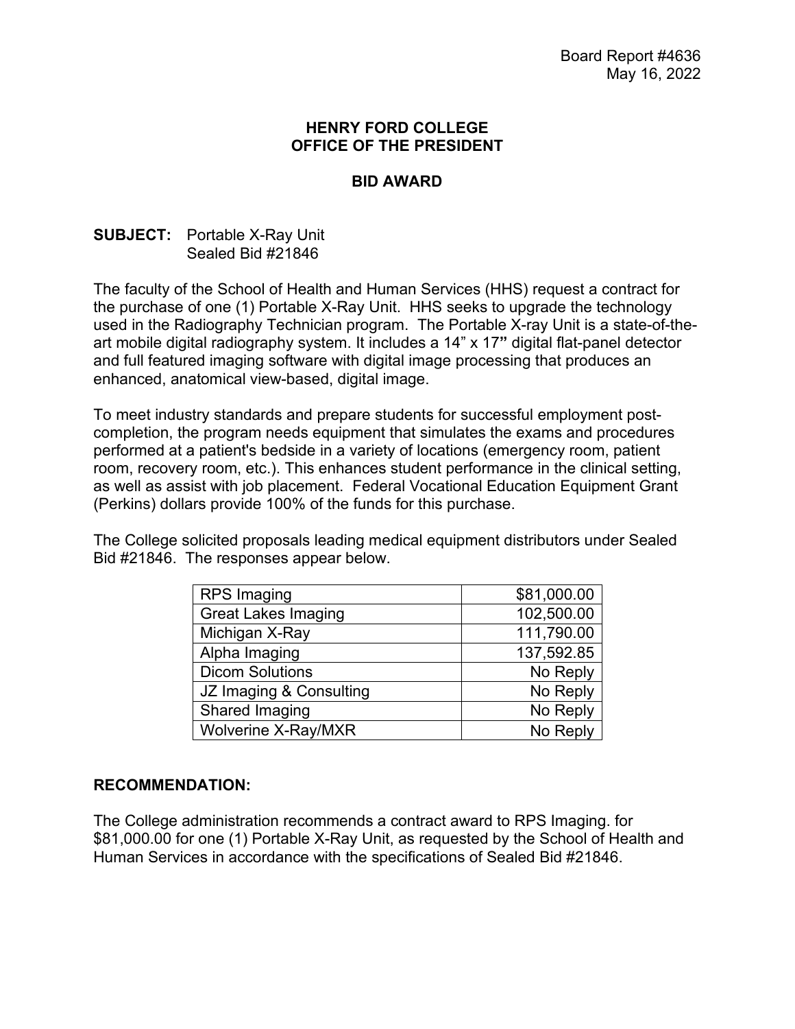Board Report #4636
May 16, 2022

**HENRY FORD COLLEGE**
**OFFICE OF THE PRESIDENT**

**BID AWARD**

**SUBJECT:** Portable X-Ray Unit
Sealed Bid #21846

The faculty of the School of Health and Human Services (HHS) request a contract for the purchase of one (1) Portable X-Ray Unit. HHS seeks to upgrade the technology used in the Radiography Technician program. The Portable X-ray Unit is a state-of-the-art mobile digital radiography system. It includes a 14” x 17**”** digital flat-panel detector and full featured imaging software with digital image processing that produces an enhanced, anatomical view-based, digital image.

To meet industry standards and prepare students for successful employment post-completion, the program needs equipment that simulates the exams and procedures performed at a patient's bedside in a variety of locations (emergency room, patient room, recovery room, etc.). This enhances student performance in the clinical setting, as well as assist with job placement. Federal Vocational Education Equipment Grant (Perkins) dollars provide 100% of the funds for this purchase.

The College solicited proposals leading medical equipment distributors under Sealed Bid #21846. The responses appear below.

| | |
|---|---:|
| RPS Imaging | $81,000.00 |
| Great Lakes Imaging | 102,500.00 |
| Michigan X-Ray | 111,790.00 |
| Alpha Imaging | 137,592.85 |
| Dicom Solutions | No Reply |
| JZ Imaging & Consulting | No Reply |
| Shared Imaging | No Reply |
| Wolverine X-Ray/MXR | No Reply |

**RECOMMENDATION:**

The College administration recommends a contract award to RPS Imaging. for $81,000.00 for one (1) Portable X-Ray Unit, as requested by the School of Health and Human Services in accordance with the specifications of Sealed Bid #21846.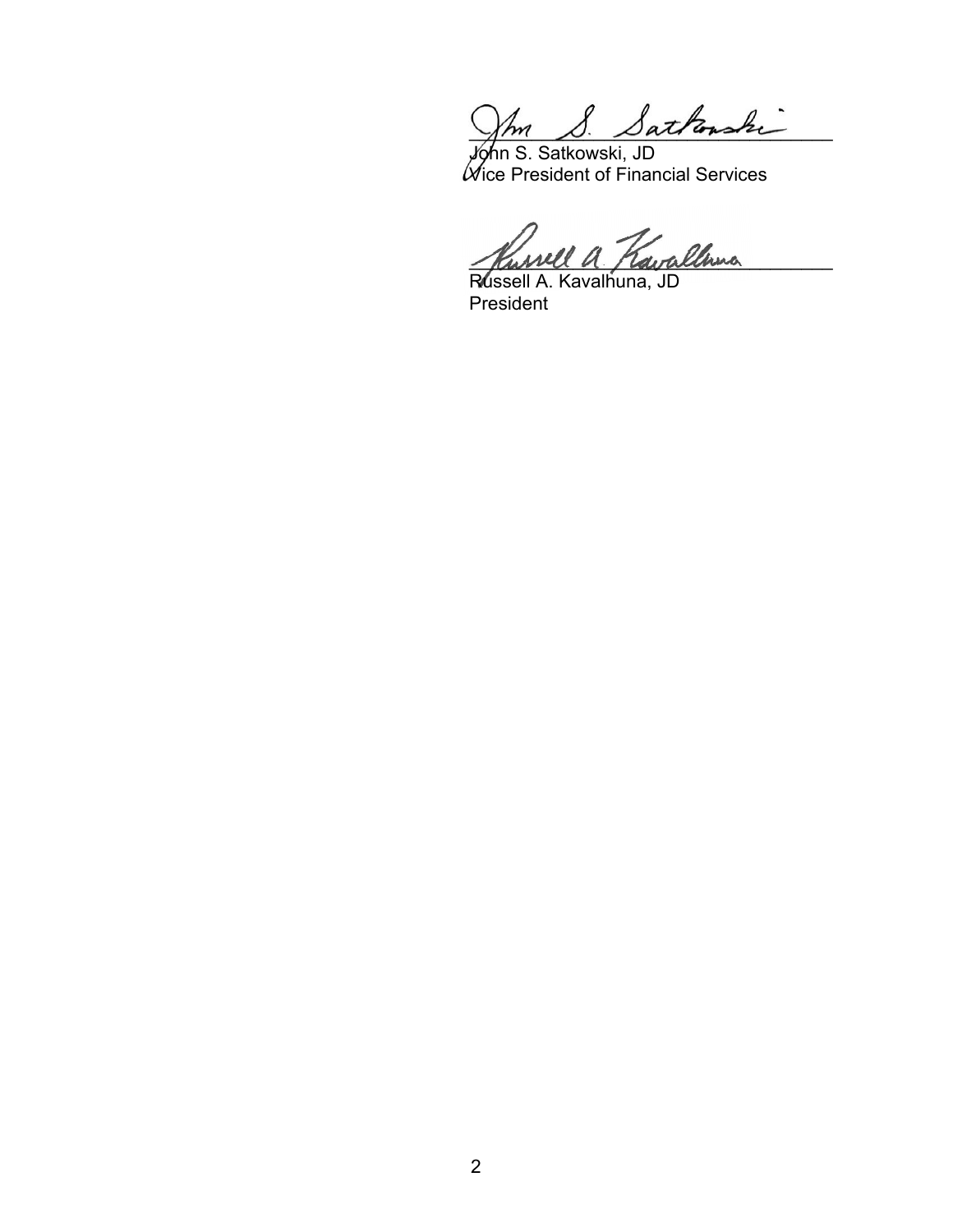John S. Satkowski, JD
Vice President of Financial Services

Russell A. Kavalhuna, JD
President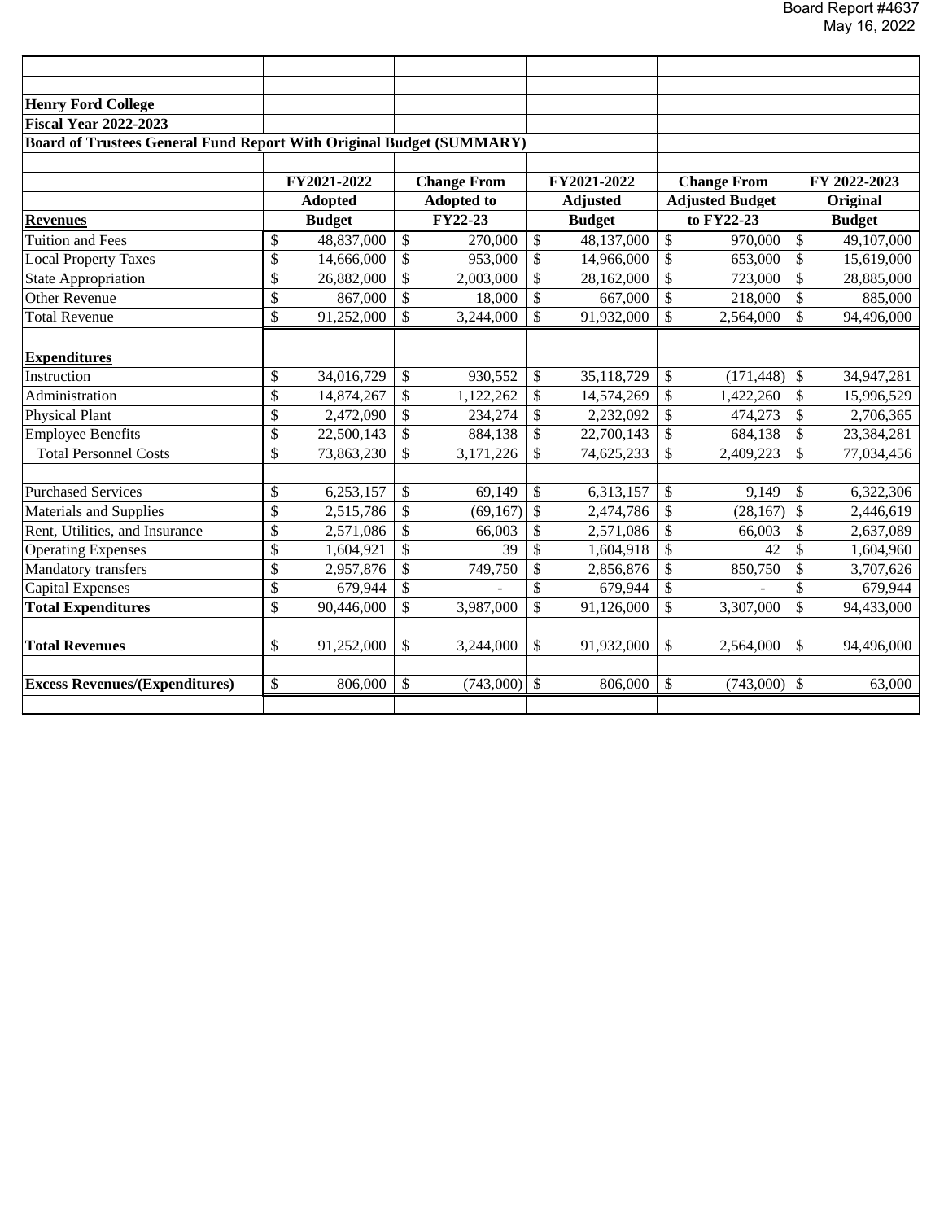Board Report #4637
May 16, 2022

**Henry Ford College**
**Fiscal Year 2022-2023**
**Board of Trustees General Fund Report With Original Budget (SUMMARY)**

| | FY2021-2022 Adopted Budget | Change From Adopted to FY22-23 | FY2021-2022 Adjusted Budget | Change From Adjusted Budget to FY22-23 | FY 2022-2023 Original Budget |
|---|---|---|---|---|---|
| **Revenues** | | | | | |
| Tuition and Fees | $ 48,837,000 | $ 270,000 | $ 48,137,000 | $ 970,000 | $ 49,107,000 |
| Local Property Taxes | $ 14,666,000 | $ 953,000 | $ 14,966,000 | $ 653,000 | $ 15,619,000 |
| State Appropriation | $ 26,882,000 | $ 2,003,000 | $ 28,162,000 | $ 723,000 | $ 28,885,000 |
| Other Revenue | $ 867,000 | $ 18,000 | $ 667,000 | $ 218,000 | $ 885,000 |
| Total Revenue | $ 91,252,000 | $ 3,244,000 | $ 91,932,000 | $ 2,564,000 | $ 94,496,000 |
| | | | | | |
| **Expenditures** | | | | | |
| Instruction | $ 34,016,729 | $ 930,552 | $ 35,118,729 | $ (171,448) | $ 34,947,281 |
| Administration | $ 14,874,267 | $ 1,122,262 | $ 14,574,269 | $ 1,422,260 | $ 15,996,529 |
| Physical Plant | $ 2,472,090 | $ 234,274 | $ 2,232,092 | $ 474,273 | $ 2,706,365 |
| Employee Benefits | $ 22,500,143 | $ 884,138 | $ 22,700,143 | $ 684,138 | $ 23,384,281 |
| Total Personnel Costs | $ 73,863,230 | $ 3,171,226 | $ 74,625,233 | $ 2,409,223 | $ 77,034,456 |
| | | | | | |
| Purchased Services | $ 6,253,157 | $ 69,149 | $ 6,313,157 | $ 9,149 | $ 6,322,306 |
| Materials and Supplies | $ 2,515,786 | $ (69,167) | $ 2,474,786 | $ (28,167) | $ 2,446,619 |
| Rent, Utilities, and Insurance | $ 2,571,086 | $ 66,003 | $ 2,571,086 | $ 66,003 | $ 2,637,089 |
| Operating Expenses | $ 1,604,921 | $ 39 | $ 1,604,918 | $ 42 | $ 1,604,960 |
| Mandatory transfers | $ 2,957,876 | $ 749,750 | $ 2,856,876 | $ 850,750 | $ 3,707,626 |
| Capital Expenses | $ 679,944 | $ - | $ 679,944 | $ - | $ 679,944 |
| **Total Expenditures** | $ 90,446,000 | $ 3,987,000 | $ 91,126,000 | $ 3,307,000 | $ 94,433,000 |
| | | | | | |
| **Total Revenues** | $ 91,252,000 | $ 3,244,000 | $ 91,932,000 | $ 2,564,000 | $ 94,496,000 |
| | | | | | |
| **Excess Revenues/(Expenditures)** | $ 806,000 | $ (743,000) | $ 806,000 | $ (743,000) | $ 63,000 |